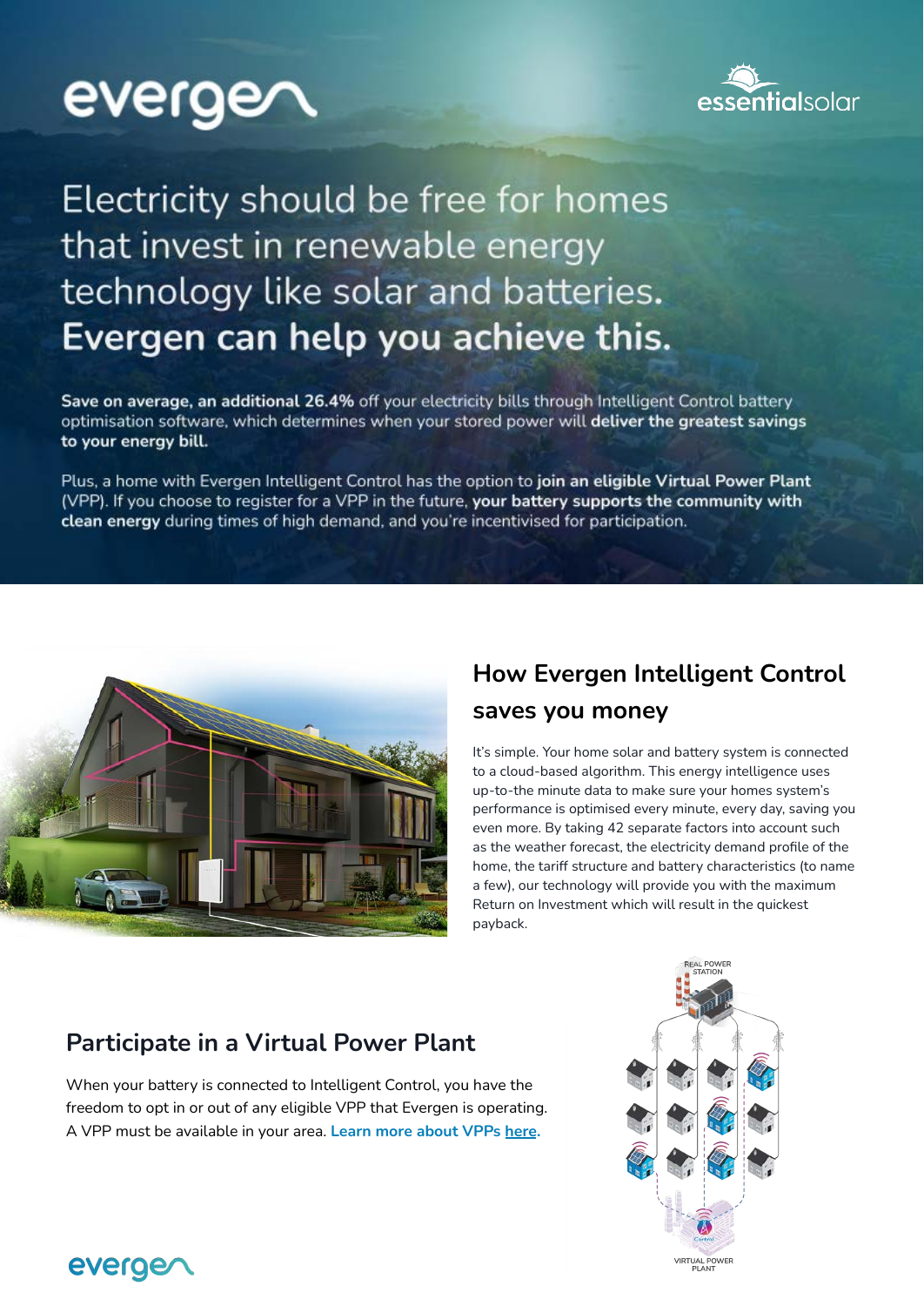evergen

essentialsolar

# Electricity should be free for homes that invest in renewable energy technology like solar and batteries. **Evergen can help you achieve this.**

**Save on average, an additional 26.4%** off your electricity bills through Intelligent Control battery optimisation software, which determines when your stored power will **deliver the greatest savings to your energy bill.**

Plus, a home with Evergen Intelligent Control has the option to **join an eligible Virtual Power Plant** (VPP). If you choose to register for a VPP in the future, **your battery supports the community with clean energy** during times of high demand, and you're incentivised for participation.

## How Evergen Intelligent Control saves you money

It's simple. Your home solar and battery system is connected to a cloud-based algorithm. This energy intelligence uses up-to-the minute data to make sure your homes system's performance is optimised every minute, every day, saving you even more. By taking 42 separate factors into account such as the weather forecast, the electricity demand profile of the home, the tariff structure and battery characteristics (to name a few), our technology will provide you with the maximum Return on Investment which will result in the quickest payback.

## Participate in a Virtual Power Plant

When your battery is connected to Intelligent Control, you have the freedom to opt in or out of any eligible VPP that Evergen is operating. A VPP must be available in your area. **Learn more about VPPs here.**

REAL POWER STATION

VIRTUAL POWER PLANT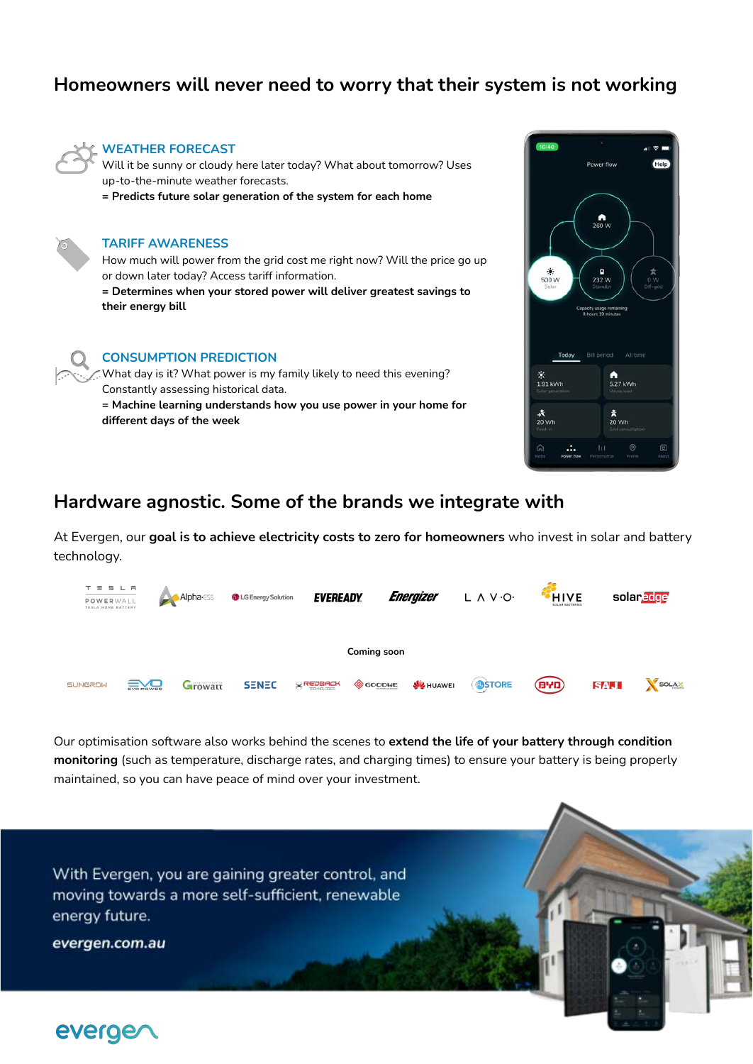## Homeowners will never need to worry that their system is not working

### WEATHER FORECAST

Will it be sunny or cloudy here later today? What about tomorrow? Uses up-to-the-minute weather forecasts.

**= Predicts future solar generation of the system for each home**

### TARIFF AWARENESS

How much will power from the grid cost me right now? Will the price go up or down later today? Access tariff information.

**= Determines when your stored power will deliver greatest savings to their energy bill**

### CONSUMPTION PREDICTION

What day is it? What power is my family likely to need this evening? Constantly assessing historical data.

**= Machine learning understands how you use power in your home for different days of the week**

## Hardware agnostic. Some of the brands we integrate with

At Evergen, our **goal is to achieve electricity costs to zero for homeowners** who invest in solar and battery technology.

Coming soon

Our optimisation software also works behind the scenes to **extend the life of your battery through condition monitoring** (such as temperature, discharge rates, and charging times) to ensure your battery is being properly maintained, so you can have peace of mind over your investment.

With Evergen, you are gaining greater control, and moving towards a more self-sufficient, renewable energy future.

***evergen.com.au***

evergen